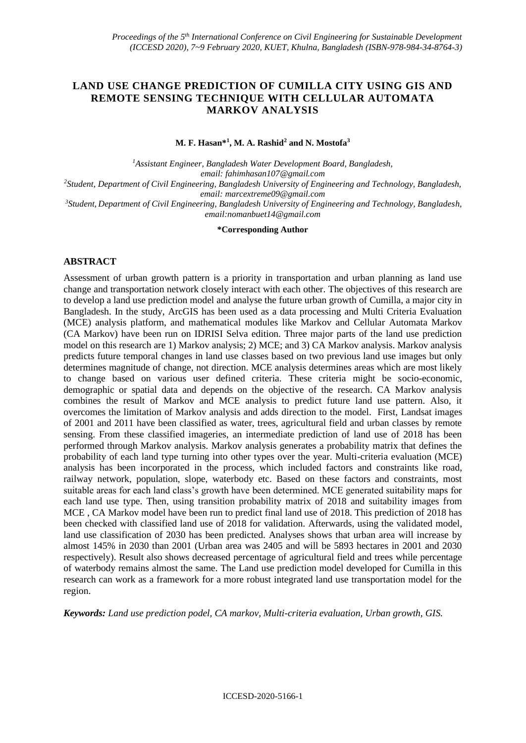# LAND USE CHANGE PREDICTION OF CUMILLA CITY USING GIS AND REMOTE SENSING TECHNIQUE WITH CELLULAR AUTOMATA MARKOV ANALYSIS

**M. F. Hasan*[1], M. A. Rashid[2] and N. Mostofa[3]**

*[1]Assistant Engineer, Bangladesh Water Development Board, Bangladesh, email: fahimhasan107@gmail.com*
*[2]Student, Department of Civil Engineering, Bangladesh University of Engineering and Technology, Bangladesh, email: marcextreme09@gmail.com*
*[3]Student, Department of Civil Engineering, Bangladesh University of Engineering and Technology, Bangladesh, email:nomanbuet14@gmail.com*

**\*Corresponding Author**

## ABSTRACT

Assessment of urban growth pattern is a priority in transportation and urban planning as land use change and transportation network closely interact with each other. The objectives of this research are to develop a land use prediction model and analyse the future urban growth of Cumilla, a major city in Bangladesh. In the study, ArcGIS has been used as a data processing and Multi Criteria Evaluation (MCE) analysis platform, and mathematical modules like Markov and Cellular Automata Markov (CA Markov) have been run on IDRISI Selva edition. Three major parts of the land use prediction model on this research are 1) Markov analysis; 2) MCE; and 3) CA Markov analysis. Markov analysis predicts future temporal changes in land use classes based on two previous land use images but only determines magnitude of change, not direction. MCE analysis determines areas which are most likely to change based on various user defined criteria. These criteria might be socio-economic, demographic or spatial data and depends on the objective of the research. CA Markov analysis combines the result of Markov and MCE analysis to predict future land use pattern. Also, it overcomes the limitation of Markov analysis and adds direction to the model. First, Landsat images of 2001 and 2011 have been classified as water, trees, agricultural field and urban classes by remote sensing. From these classified imageries, an intermediate prediction of land use of 2018 has been performed through Markov analysis. Markov analysis generates a probability matrix that defines the probability of each land type turning into other types over the year. Multi-criteria evaluation (MCE) analysis has been incorporated in the process, which included factors and constraints like road, railway network, population, slope, waterbody etc. Based on these factors and constraints, most suitable areas for each land class's growth have been determined. MCE generated suitability maps for each land use type. Then, using transition probability matrix of 2018 and suitability images from MCE , CA Markov model have been run to predict final land use of 2018. This prediction of 2018 has been checked with classified land use of 2018 for validation. Afterwards, using the validated model, land use classification of 2030 has been predicted. Analyses shows that urban area will increase by almost 145% in 2030 than 2001 (Urban area was 2405 and will be 5893 hectares in 2001 and 2030 respectively). Result also shows decreased percentage of agricultural field and trees while percentage of waterbody remains almost the same. The Land use prediction model developed for Cumilla in this research can work as a framework for a more robust integrated land use transportation model for the region.

***Keywords:*** *Land use prediction podel, CA markov, Multi-criteria evaluation, Urban growth, GIS.*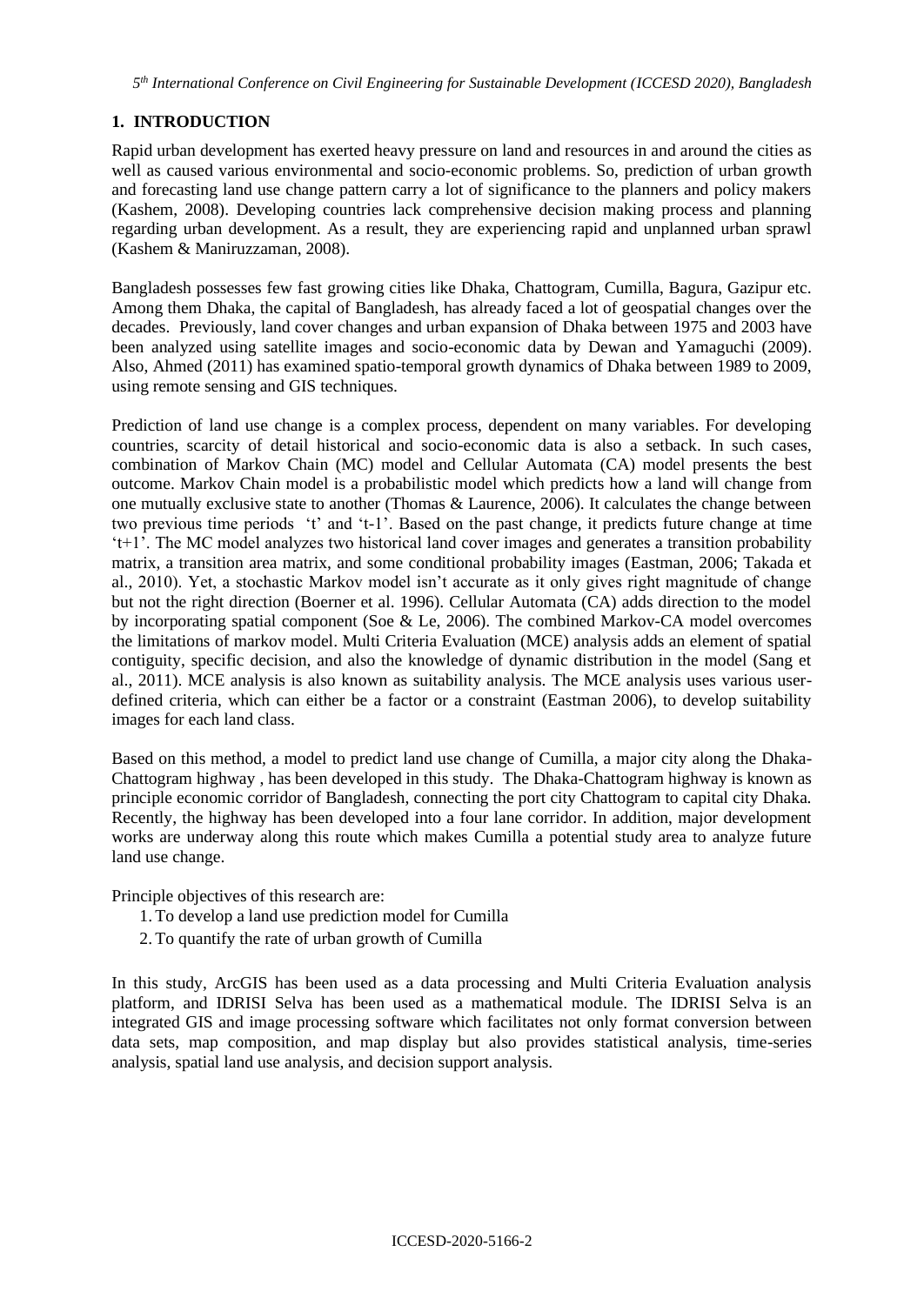## 1. INTRODUCTION

Rapid urban development has exerted heavy pressure on land and resources in and around the cities as well as caused various environmental and socio-economic problems. So, prediction of urban growth and forecasting land use change pattern carry a lot of significance to the planners and policy makers (Kashem, 2008). Developing countries lack comprehensive decision making process and planning regarding urban development. As a result, they are experiencing rapid and unplanned urban sprawl (Kashem & Maniruzzaman, 2008).

Bangladesh possesses few fast growing cities like Dhaka, Chattogram, Cumilla, Bagura, Gazipur etc. Among them Dhaka, the capital of Bangladesh, has already faced a lot of geospatial changes over the decades. Previously, land cover changes and urban expansion of Dhaka between 1975 and 2003 have been analyzed using satellite images and socio-economic data by Dewan and Yamaguchi (2009). Also, Ahmed (2011) has examined spatio-temporal growth dynamics of Dhaka between 1989 to 2009, using remote sensing and GIS techniques.

Prediction of land use change is a complex process, dependent on many variables. For developing countries, scarcity of detail historical and socio-economic data is also a setback. In such cases, combination of Markov Chain (MC) model and Cellular Automata (CA) model presents the best outcome. Markov Chain model is a probabilistic model which predicts how a land will change from one mutually exclusive state to another (Thomas & Laurence, 2006). It calculates the change between two previous time periods 't' and 't-1'. Based on the past change, it predicts future change at time 't+1'. The MC model analyzes two historical land cover images and generates a transition probability matrix, a transition area matrix, and some conditional probability images (Eastman, 2006; Takada et al., 2010). Yet, a stochastic Markov model isn't accurate as it only gives right magnitude of change but not the right direction (Boerner et al. 1996). Cellular Automata (CA) adds direction to the model by incorporating spatial component (Soe & Le, 2006). The combined Markov-CA model overcomes the limitations of markov model. Multi Criteria Evaluation (MCE) analysis adds an element of spatial contiguity, specific decision, and also the knowledge of dynamic distribution in the model (Sang et al., 2011). MCE analysis is also known as suitability analysis. The MCE analysis uses various user-defined criteria, which can either be a factor or a constraint (Eastman 2006), to develop suitability images for each land class.

Based on this method, a model to predict land use change of Cumilla, a major city along the Dhaka-Chattogram highway , has been developed in this study. The Dhaka-Chattogram highway is known as principle economic corridor of Bangladesh, connecting the port city Chattogram to capital city Dhaka. Recently, the highway has been developed into a four lane corridor. In addition, major development works are underway along this route which makes Cumilla a potential study area to analyze future land use change.

Principle objectives of this research are:

1. To develop a land use prediction model for Cumilla
2. To quantify the rate of urban growth of Cumilla

In this study, ArcGIS has been used as a data processing and Multi Criteria Evaluation analysis platform, and IDRISI Selva has been used as a mathematical module. The IDRISI Selva is an integrated GIS and image processing software which facilitates not only format conversion between data sets, map composition, and map display but also provides statistical analysis, time-series analysis, spatial land use analysis, and decision support analysis.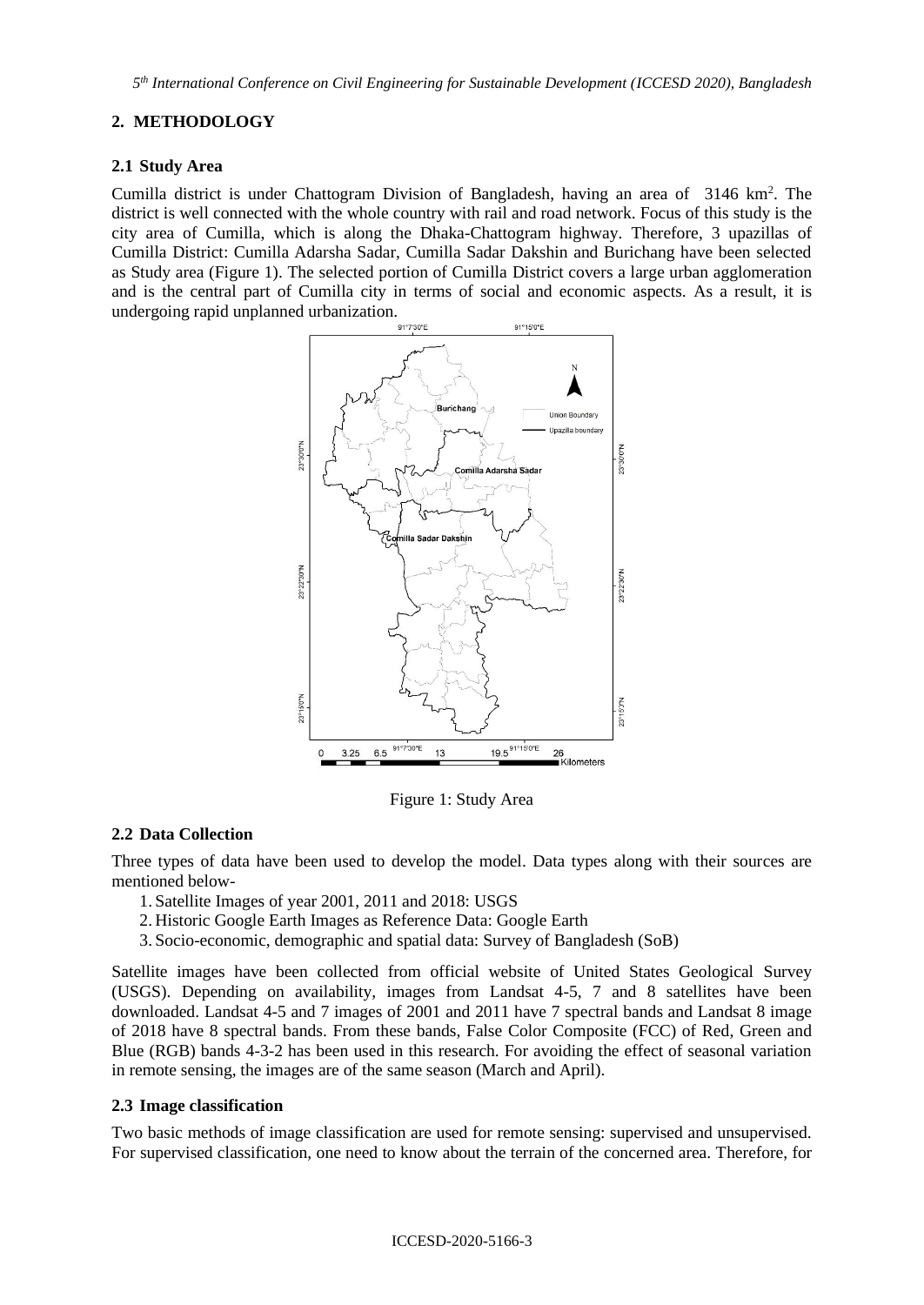## 2. METHODOLOGY

### 2.1 Study Area

Cumilla district is under Chattogram Division of Bangladesh, having an area of 3146 km$^2$. The district is well connected with the whole country with rail and road network. Focus of this study is the city area of Cumilla, which is along the Dhaka-Chattogram highway. Therefore, 3 upazillas of Cumilla District: Cumilla Adarsha Sadar, Cumilla Sadar Dakshin and Burichang have been selected as Study area (Figure 1). The selected portion of Cumilla District covers a large urban agglomeration and is the central part of Cumilla city in terms of social and economic aspects. As a result, it is undergoing rapid unplanned urbanization.

Figure 1: Study Area

### 2.2 Data Collection

Three types of data have been used to develop the model. Data types along with their sources are mentioned below-

1. Satellite Images of year 2001, 2011 and 2018: USGS
2. Historic Google Earth Images as Reference Data: Google Earth
3. Socio-economic, demographic and spatial data: Survey of Bangladesh (SoB)

Satellite images have been collected from official website of United States Geological Survey (USGS). Depending on availability, images from Landsat 4-5, 7 and 8 satellites have been downloaded. Landsat 4-5 and 7 images of 2001 and 2011 have 7 spectral bands and Landsat 8 image of 2018 have 8 spectral bands. From these bands, False Color Composite (FCC) of Red, Green and Blue (RGB) bands 4-3-2 has been used in this research. For avoiding the effect of seasonal variation in remote sensing, the images are of the same season (March and April).

### 2.3 Image classification

Two basic methods of image classification are used for remote sensing: supervised and unsupervised. For supervised classification, one need to know about the terrain of the concerned area. Therefore, for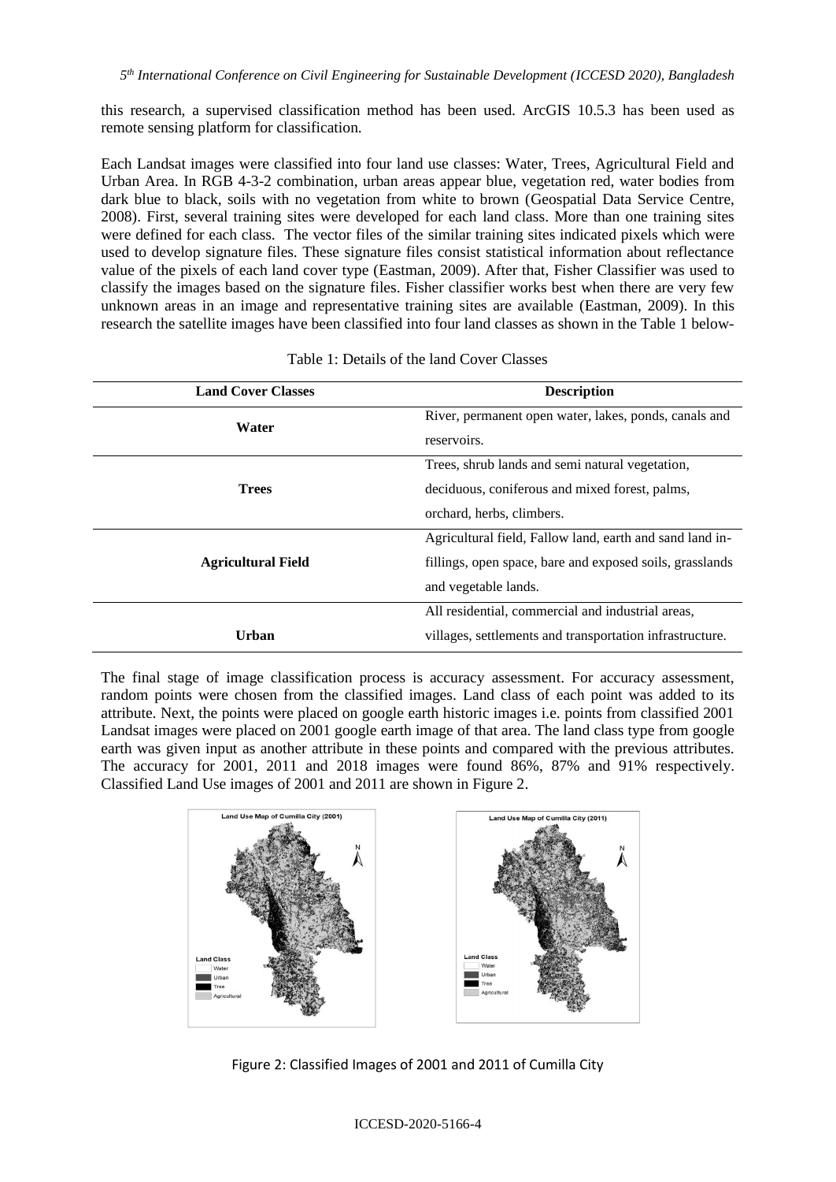this research, a supervised classification method has been used. ArcGIS 10.5.3 has been used as remote sensing platform for classification.

Each Landsat images were classified into four land use classes: Water, Trees, Agricultural Field and Urban Area. In RGB 4-3-2 combination, urban areas appear blue, vegetation red, water bodies from dark blue to black, soils with no vegetation from white to brown (Geospatial Data Service Centre, 2008). First, several training sites were developed for each land class. More than one training sites were defined for each class. The vector files of the similar training sites indicated pixels which were used to develop signature files. These signature files consist statistical information about reflectance value of the pixels of each land cover type (Eastman, 2009). After that, Fisher Classifier was used to classify the images based on the signature files. Fisher classifier works best when there are very few unknown areas in an image and representative training sites are available (Eastman, 2009). In this research the satellite images have been classified into four land classes as shown in the Table 1 below-

Table 1: Details of the land Cover Classes

| Land Cover Classes | Description |
|---|---|
| **Water** | River, permanent open water, lakes, ponds, canals and reservoirs. |
| **Trees** | Trees, shrub lands and semi natural vegetation, deciduous, coniferous and mixed forest, palms, orchard, herbs, climbers. |
| **Agricultural Field** | Agricultural field, Fallow land, earth and sand land in-fillings, open space, bare and exposed soils, grasslands and vegetable lands. |
| **Urban** | All residential, commercial and industrial areas, villages, settlements and transportation infrastructure. |

The final stage of image classification process is accuracy assessment. For accuracy assessment, random points were chosen from the classified images. Land class of each point was added to its attribute. Next, the points were placed on google earth historic images i.e. points from classified 2001 Landsat images were placed on 2001 google earth image of that area. The land class type from google earth was given input as another attribute in these points and compared with the previous attributes. The accuracy for 2001, 2011 and 2018 images were found 86%, 87% and 91% respectively. Classified Land Use images of 2001 and 2011 are shown in Figure 2.

Figure 2: Classified Images of 2001 and 2011 of Cumilla City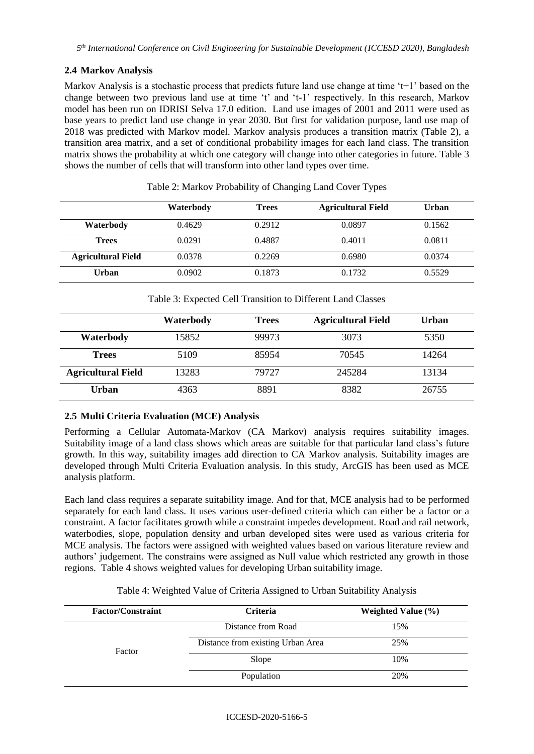### 2.4 Markov Analysis

Markov Analysis is a stochastic process that predicts future land use change at time 't+1' based on the change between two previous land use at time 't' and 't-1' respectively. In this research, Markov model has been run on IDRISI Selva 17.0 edition. Land use images of 2001 and 2011 were used as base years to predict land use change in year 2030. But first for validation purpose, land use map of 2018 was predicted with Markov model. Markov analysis produces a transition matrix (Table 2), a transition area matrix, and a set of conditional probability images for each land class. The transition matrix shows the probability at which one category will change into other categories in future. Table 3 shows the number of cells that will transform into other land types over time.

Table 2: Markov Probability of Changing Land Cover Types

| | Waterbody | Trees | Agricultural Field | Urban |
|---|---|---|---|---|
| **Waterbody** | 0.4629 | 0.2912 | 0.0897 | 0.1562 |
| **Trees** | 0.0291 | 0.4887 | 0.4011 | 0.0811 |
| **Agricultural Field** | 0.0378 | 0.2269 | 0.6980 | 0.0374 |
| **Urban** | 0.0902 | 0.1873 | 0.1732 | 0.5529 |

Table 3: Expected Cell Transition to Different Land Classes

| | Waterbody | Trees | Agricultural Field | Urban |
|---|---|---|---|---|
| **Waterbody** | 15852 | 99973 | 3073 | 5350 |
| **Trees** | 5109 | 85954 | 70545 | 14264 |
| **Agricultural Field** | 13283 | 79727 | 245284 | 13134 |
| **Urban** | 4363 | 8891 | 8382 | 26755 |

### 2.5 Multi Criteria Evaluation (MCE) Analysis

Performing a Cellular Automata-Markov (CA Markov) analysis requires suitability images. Suitability image of a land class shows which areas are suitable for that particular land class's future growth. In this way, suitability images add direction to CA Markov analysis. Suitability images are developed through Multi Criteria Evaluation analysis. In this study, ArcGIS has been used as MCE analysis platform.

Each land class requires a separate suitability image. And for that, MCE analysis had to be performed separately for each land class. It uses various user-defined criteria which can either be a factor or a constraint. A factor facilitates growth while a constraint impedes development. Road and rail network, waterbodies, slope, population density and urban developed sites were used as various criteria for MCE analysis. The factors were assigned with weighted values based on various literature review and authors' judgement. The constrains were assigned as Null value which restricted any growth in those regions. Table 4 shows weighted values for developing Urban suitability image.

Table 4: Weighted Value of Criteria Assigned to Urban Suitability Analysis

| Factor/Constraint | Criteria | Weighted Value (%) |
|---|---|---|
| Factor | Distance from Road | 15% |
| | Distance from existing Urban Area | 25% |
| | Slope | 10% |
| | Population | 20% |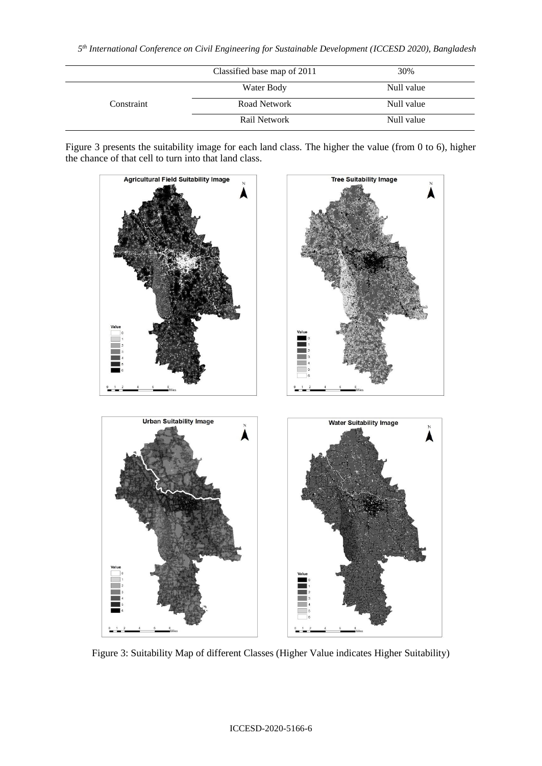|  | Classified base map of 2011 | 30% |
| --- | --- | --- |
| Constraint | Water Body | Null value |
|  | Road Network | Null value |
|  | Rail Network | Null value |

Figure 3 presents the suitability image for each land class. The higher the value (from 0 to 6), higher the chance of that cell to turn into that land class.

Figure 3: Suitability Map of different Classes (Higher Value indicates Higher Suitability)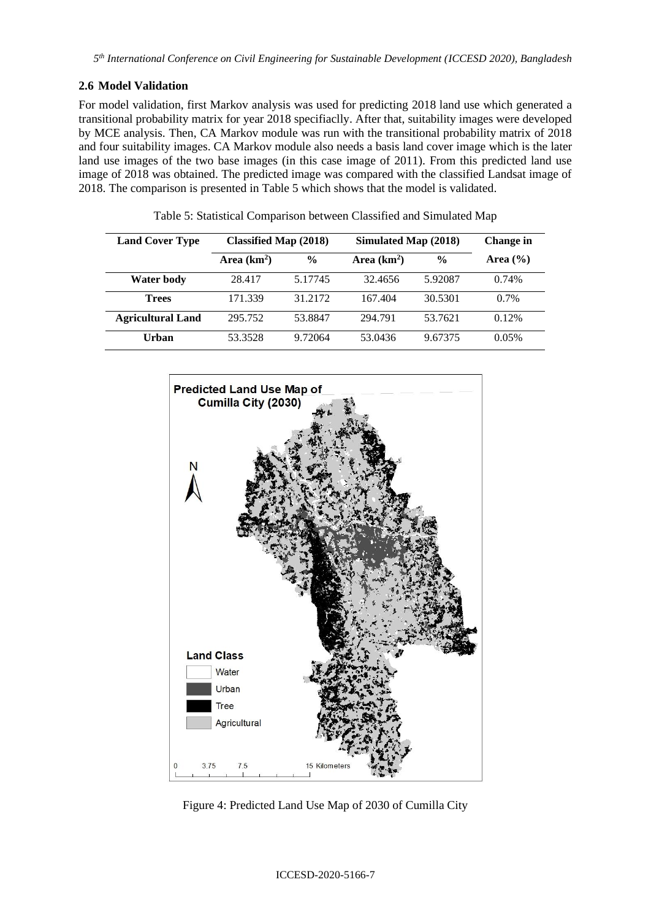### 2.6 Model Validation

For model validation, first Markov analysis was used for predicting 2018 land use which generated a transitional probability matrix for year 2018 specifiaclly. After that, suitability images were developed by MCE analysis. Then, CA Markov module was run with the transitional probability matrix of 2018 and four suitability images. CA Markov module also needs a basis land cover image which is the later land use images of the two base images (in this case image of 2011). From this predicted land use image of 2018 was obtained. The predicted image was compared with the classified Landsat image of 2018. The comparison is presented in Table 5 which shows that the model is validated.

Table 5: Statistical Comparison between Classified and Simulated Map

| Land Cover Type | Classified Map (2018) | | Simulated Map (2018) | | Change in |
|---|---|---|---|---|---|
| | Area ($km^2$) | % | Area ($km^2$) | % | Area (%) |
| **Water body** | 28.417 | 5.17745 | 32.4656 | 5.92087 | 0.74% |
| **Trees** | 171.339 | 31.2172 | 167.404 | 30.5301 | 0.7% |
| **Agricultural Land** | 295.752 | 53.8847 | 294.791 | 53.7621 | 0.12% |
| **Urban** | 53.3528 | 9.72064 | 53.0436 | 9.67375 | 0.05% |

Figure 4: Predicted Land Use Map of 2030 of Cumilla City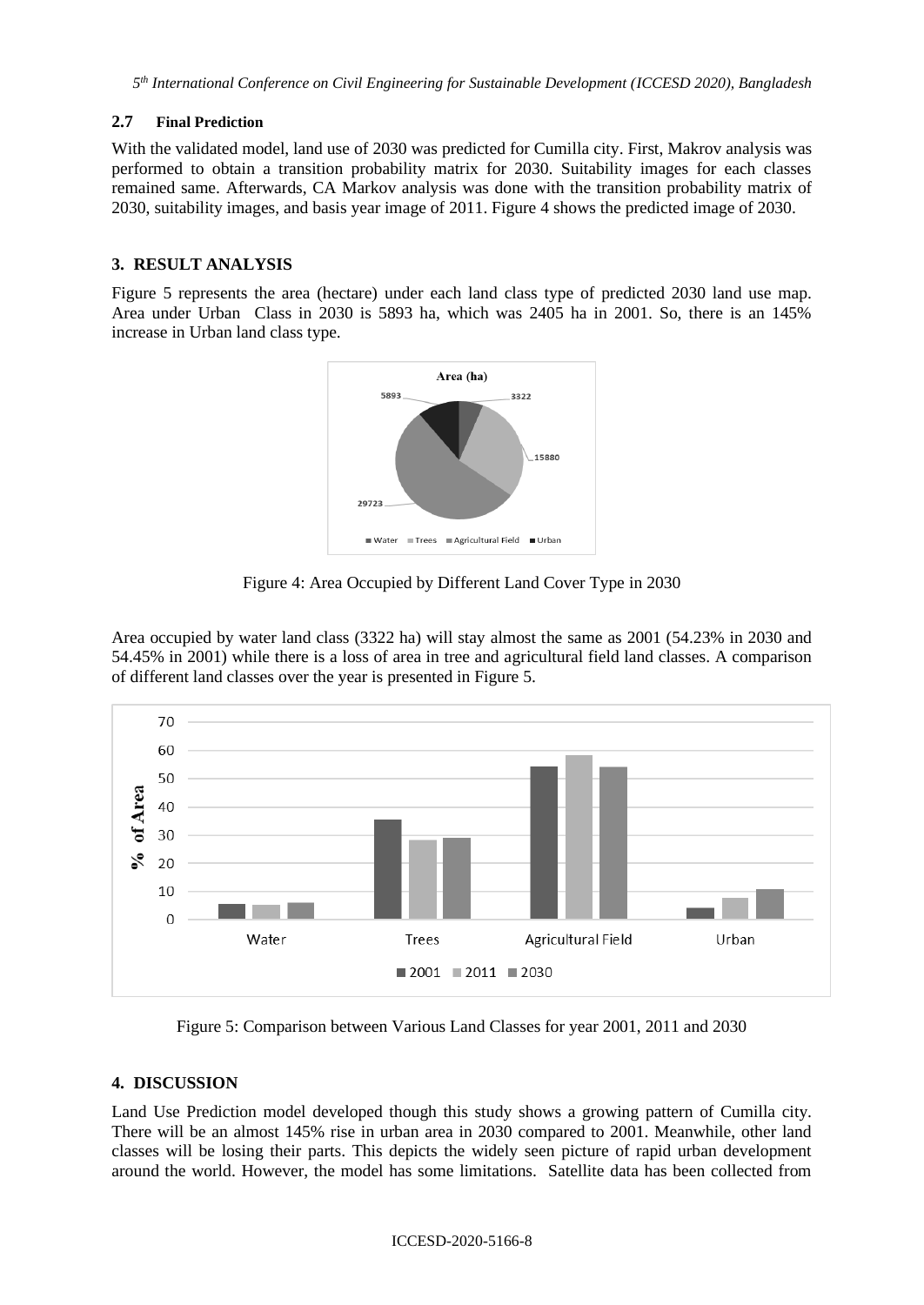### 2.7 Final Prediction

With the validated model, land use of 2030 was predicted for Cumilla city. First, Makrov analysis was performed to obtain a transition probability matrix for 2030. Suitability images for each classes remained same. Afterwards, CA Markov analysis was done with the transition probability matrix of 2030, suitability images, and basis year image of 2011. Figure 4 shows the predicted image of 2030.

## 3. RESULT ANALYSIS

Figure 5 represents the area (hectare) under each land class type of predicted 2030 land use map. Area under Urban Class in 2030 is 5893 ha, which was 2405 ha in 2001. So, there is an 145% increase in Urban land class type.

Figure 4: Area Occupied by Different Land Cover Type in 2030

Area occupied by water land class (3322 ha) will stay almost the same as 2001 (54.23% in 2030 and 54.45% in 2001) while there is a loss of area in tree and agricultural field land classes. A comparison of different land classes over the year is presented in Figure 5.

Figure 5: Comparison between Various Land Classes for year 2001, 2011 and 2030

## 4. DISCUSSION

Land Use Prediction model developed though this study shows a growing pattern of Cumilla city. There will be an almost 145% rise in urban area in 2030 compared to 2001. Meanwhile, other land classes will be losing their parts. This depicts the widely seen picture of rapid urban development around the world. However, the model has some limitations. Satellite data has been collected from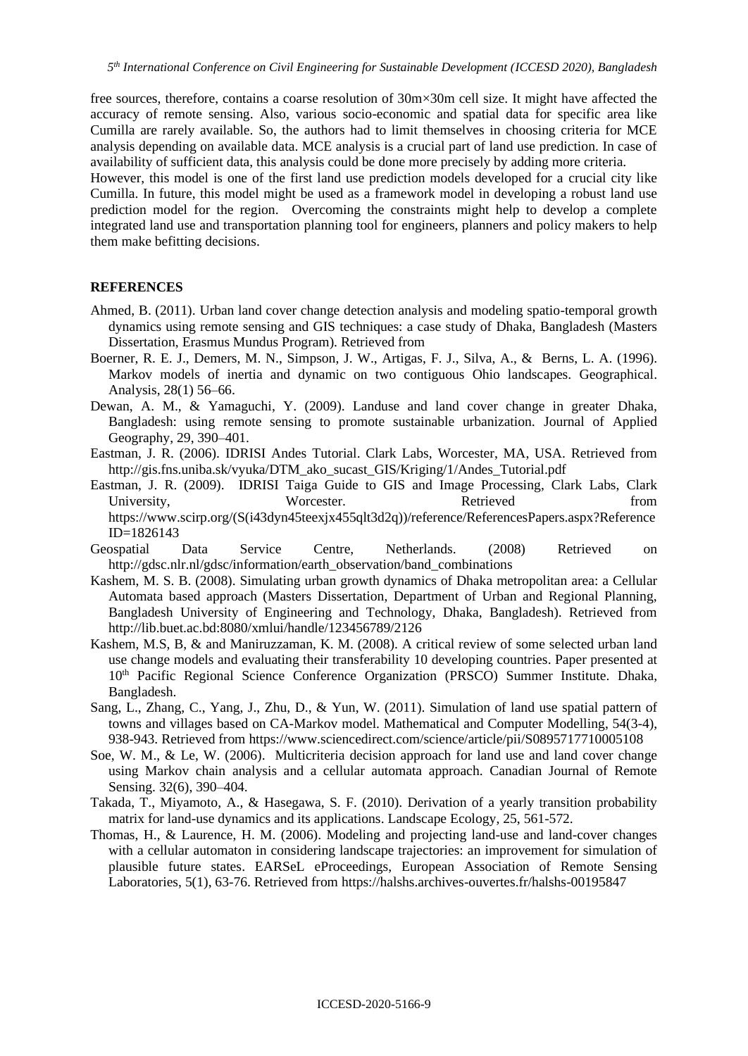free sources, therefore, contains a coarse resolution of 30m×30m cell size. It might have affected the accuracy of remote sensing. Also, various socio-economic and spatial data for specific area like Cumilla are rarely available. So, the authors had to limit themselves in choosing criteria for MCE analysis depending on available data. MCE analysis is a crucial part of land use prediction. In case of availability of sufficient data, this analysis could be done more precisely by adding more criteria.

However, this model is one of the first land use prediction models developed for a crucial city like Cumilla. In future, this model might be used as a framework model in developing a robust land use prediction model for the region. Overcoming the constraints might help to develop a complete integrated land use and transportation planning tool for engineers, planners and policy makers to help them make befitting decisions.

## REFERENCES

Ahmed, B. (2011). Urban land cover change detection analysis and modeling spatio-temporal growth dynamics using remote sensing and GIS techniques: a case study of Dhaka, Bangladesh (Masters Dissertation, Erasmus Mundus Program). Retrieved from

Boerner, R. E. J., Demers, M. N., Simpson, J. W., Artigas, F. J., Silva, A., & Berns, L. A. (1996). Markov models of inertia and dynamic on two contiguous Ohio landscapes. Geographical. Analysis, 28(1) 56–66.

Dewan, A. M., & Yamaguchi, Y. (2009). Landuse and land cover change in greater Dhaka, Bangladesh: using remote sensing to promote sustainable urbanization. Journal of Applied Geography, 29, 390–401.

Eastman, J. R. (2006). IDRISI Andes Tutorial. Clark Labs, Worcester, MA, USA. Retrieved from http://gis.fns.uniba.sk/vyuka/DTM_ako_sucast_GIS/Kriging/1/Andes_Tutorial.pdf

Eastman, J. R. (2009). IDRISI Taiga Guide to GIS and Image Processing, Clark Labs, Clark University, Worcester. Retrieved from https://www.scirp.org/(S(i43dyn45teexjx455qlt3d2q))/reference/ReferencesPapers.aspx?ReferenceID=1826143

Geospatial Data Service Centre, Netherlands. (2008) Retrieved on http://gdsc.nlr.nl/gdsc/information/earth_observation/band_combinations

Kashem, M. S. B. (2008). Simulating urban growth dynamics of Dhaka metropolitan area: a Cellular Automata based approach (Masters Dissertation, Department of Urban and Regional Planning, Bangladesh University of Engineering and Technology, Dhaka, Bangladesh). Retrieved from http://lib.buet.ac.bd:8080/xmlui/handle/123456789/2126

Kashem, M.S, B, & and Maniruzzaman, K. M. (2008). A critical review of some selected urban land use change models and evaluating their transferability 10 developing countries. Paper presented at 10th Pacific Regional Science Conference Organization (PRSCO) Summer Institute. Dhaka, Bangladesh.

Sang, L., Zhang, C., Yang, J., Zhu, D., & Yun, W. (2011). Simulation of land use spatial pattern of towns and villages based on CA-Markov model. Mathematical and Computer Modelling, 54(3-4), 938-943. Retrieved from https://www.sciencedirect.com/science/article/pii/S0895717710005108

Soe, W. M., & Le, W. (2006). Multicriteria decision approach for land use and land cover change using Markov chain analysis and a cellular automata approach. Canadian Journal of Remote Sensing. 32(6), 390–404.

Takada, T., Miyamoto, A., & Hasegawa, S. F. (2010). Derivation of a yearly transition probability matrix for land-use dynamics and its applications. Landscape Ecology, 25, 561-572.

Thomas, H., & Laurence, H. M. (2006). Modeling and projecting land-use and land-cover changes with a cellular automaton in considering landscape trajectories: an improvement for simulation of plausible future states. EARSeL eProceedings, European Association of Remote Sensing Laboratories, 5(1), 63-76. Retrieved from https://halshs.archives-ouvertes.fr/halshs-00195847